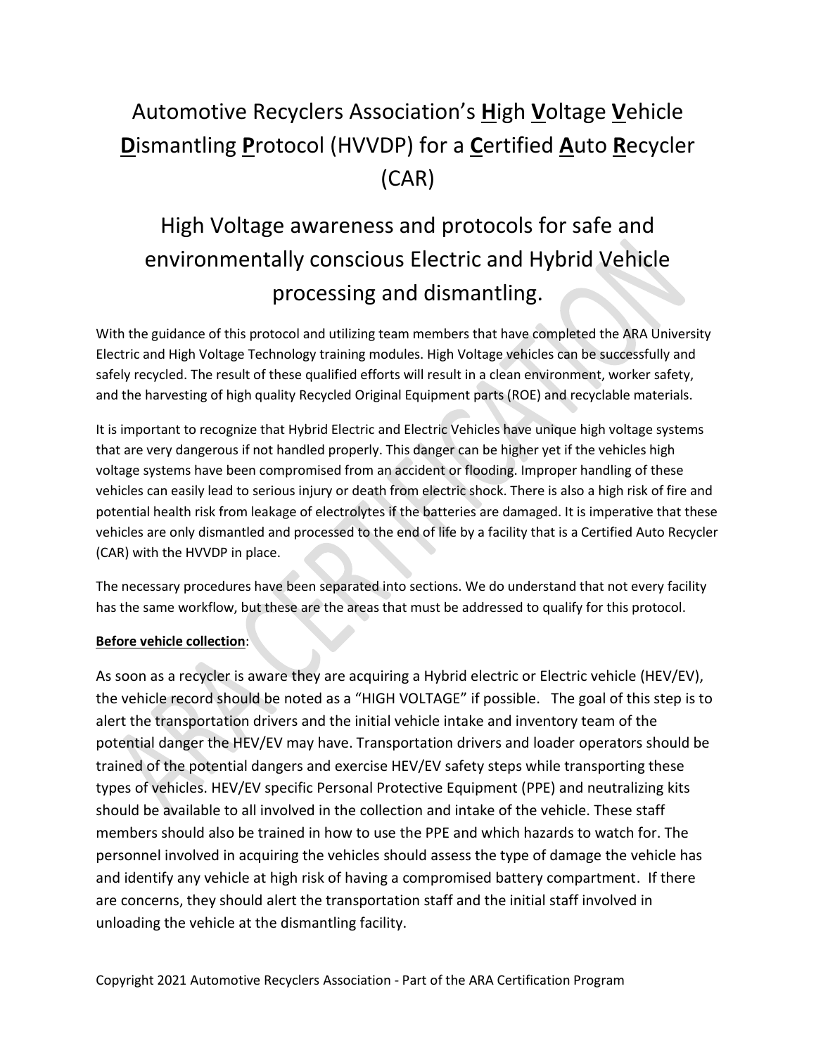# Automotive Recyclers Association's **H**igh **V**oltage **V**ehicle **D**ismantling **P**rotocol (HVVDP) for a **C**ertified **A**uto **R**ecycler (CAR)

## High Voltage awareness and protocols for safe and environmentally conscious Electric and Hybrid Vehicle processing and dismantling.

With the guidance of this protocol and utilizing team members that have completed the ARA University Electric and High Voltage Technology training modules. High Voltage vehicles can be successfully and safely recycled. The result of these qualified efforts will result in a clean environment, worker safety, and the harvesting of high quality Recycled Original Equipment parts (ROE) and recyclable materials.

It is important to recognize that Hybrid Electric and Electric Vehicles have unique high voltage systems that are very dangerous if not handled properly. This danger can be higher yet if the vehicles high voltage systems have been compromised from an accident or flooding. Improper handling of these vehicles can easily lead to serious injury or death from electric shock. There is also a high risk of fire and potential health risk from leakage of electrolytes if the batteries are damaged. It is imperative that these vehicles are only dismantled and processed to the end of life by a facility that is a Certified Auto Recycler (CAR) with the HVVDP in place.

The necessary procedures have been separated into sections. We do understand that not every facility has the same workflow, but these are the areas that must be addressed to qualify for this protocol.

**Before vehicle collection**:

As soon as a recycler is aware they are acquiring a Hybrid electric or Electric vehicle (HEV/EV), the vehicle record should be noted as a "HIGH VOLTAGE" if possible. The goal of this step is to alert the transportation drivers and the initial vehicle intake and inventory team of the potential danger the HEV/EV may have. Transportation drivers and loader operators should be trained of the potential dangers and exercise HEV/EV safety steps while transporting these types of vehicles. HEV/EV specific Personal Protective Equipment (PPE) and neutralizing kits should be available to all involved in the collection and intake of the vehicle. These staff members should also be trained in how to use the PPE and which hazards to watch for. The personnel involved in acquiring the vehicles should assess the type of damage the vehicle has and identify any vehicle at high risk of having a compromised battery compartment. If there are concerns, they should alert the transportation staff and the initial staff involved in unloading the vehicle at the dismantling facility.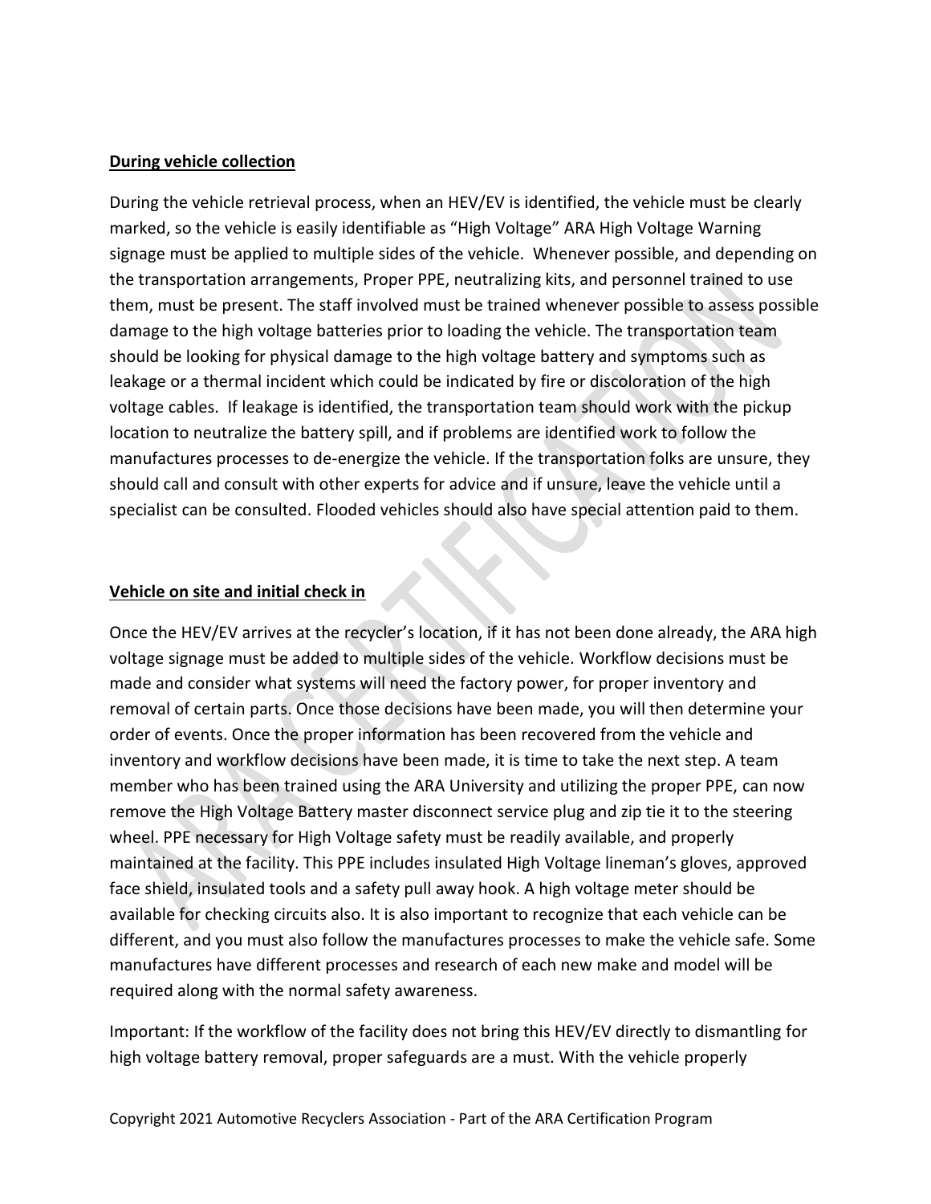**During vehicle collection**

During the vehicle retrieval process, when an HEV/EV is identified, the vehicle must be clearly marked, so the vehicle is easily identifiable as "High Voltage" ARA High Voltage Warning signage must be applied to multiple sides of the vehicle. Whenever possible, and depending on the transportation arrangements, Proper PPE, neutralizing kits, and personnel trained to use them, must be present. The staff involved must be trained whenever possible to assess possible damage to the high voltage batteries prior to loading the vehicle. The transportation team should be looking for physical damage to the high voltage battery and symptoms such as leakage or a thermal incident which could be indicated by fire or discoloration of the high voltage cables. If leakage is identified, the transportation team should work with the pickup location to neutralize the battery spill, and if problems are identified work to follow the manufactures processes to de-energize the vehicle. If the transportation folks are unsure, they should call and consult with other experts for advice and if unsure, leave the vehicle until a specialist can be consulted. Flooded vehicles should also have special attention paid to them.

**Vehicle on site and initial check in**

Once the HEV/EV arrives at the recycler's location, if it has not been done already, the ARA high voltage signage must be added to multiple sides of the vehicle. Workflow decisions must be made and consider what systems will need the factory power, for proper inventory and removal of certain parts. Once those decisions have been made, you will then determine your order of events. Once the proper information has been recovered from the vehicle and inventory and workflow decisions have been made, it is time to take the next step. A team member who has been trained using the ARA University and utilizing the proper PPE, can now remove the High Voltage Battery master disconnect service plug and zip tie it to the steering wheel. PPE necessary for High Voltage safety must be readily available, and properly maintained at the facility. This PPE includes insulated High Voltage lineman's gloves, approved face shield, insulated tools and a safety pull away hook. A high voltage meter should be available for checking circuits also. It is also important to recognize that each vehicle can be different, and you must also follow the manufactures processes to make the vehicle safe. Some manufactures have different processes and research of each new make and model will be required along with the normal safety awareness.

Important: If the workflow of the facility does not bring this HEV/EV directly to dismantling for high voltage battery removal, proper safeguards are a must. With the vehicle properly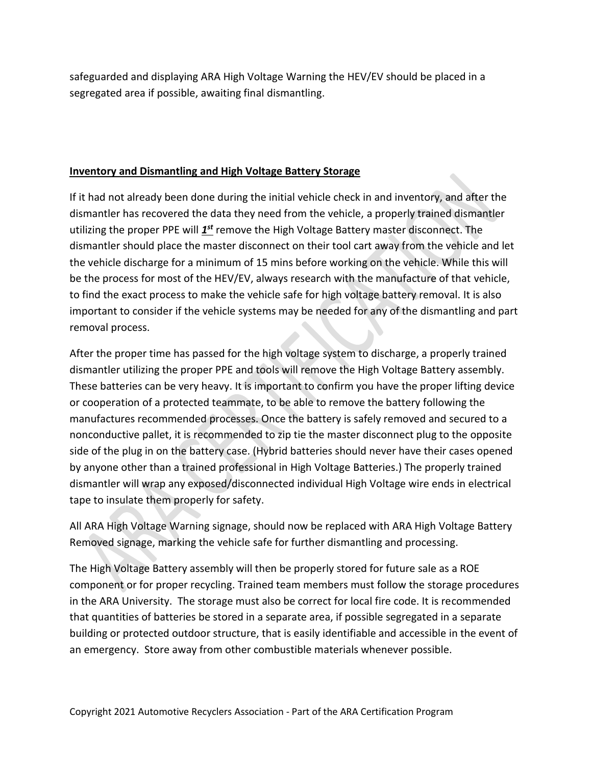safeguarded and displaying ARA High Voltage Warning the HEV/EV should be placed in a segregated area if possible, awaiting final dismantling.

**Inventory and Dismantling and High Voltage Battery Storage**

If it had not already been done during the initial vehicle check in and inventory, and after the dismantler has recovered the data they need from the vehicle, a properly trained dismantler utilizing the proper PPE will ***1st*** remove the High Voltage Battery master disconnect. The dismantler should place the master disconnect on their tool cart away from the vehicle and let the vehicle discharge for a minimum of 15 mins before working on the vehicle. While this will be the process for most of the HEV/EV, always research with the manufacture of that vehicle, to find the exact process to make the vehicle safe for high voltage battery removal. It is also important to consider if the vehicle systems may be needed for any of the dismantling and part removal process.

After the proper time has passed for the high voltage system to discharge, a properly trained dismantler utilizing the proper PPE and tools will remove the High Voltage Battery assembly. These batteries can be very heavy. It is important to confirm you have the proper lifting device or cooperation of a protected teammate, to be able to remove the battery following the manufactures recommended processes. Once the battery is safely removed and secured to a nonconductive pallet, it is recommended to zip tie the master disconnect plug to the opposite side of the plug in on the battery case. (Hybrid batteries should never have their cases opened by anyone other than a trained professional in High Voltage Batteries.) The properly trained dismantler will wrap any exposed/disconnected individual High Voltage wire ends in electrical tape to insulate them properly for safety.

All ARA High Voltage Warning signage, should now be replaced with ARA High Voltage Battery Removed signage, marking the vehicle safe for further dismantling and processing.

The High Voltage Battery assembly will then be properly stored for future sale as a ROE component or for proper recycling. Trained team members must follow the storage procedures in the ARA University. The storage must also be correct for local fire code. It is recommended that quantities of batteries be stored in a separate area, if possible segregated in a separate building or protected outdoor structure, that is easily identifiable and accessible in the event of an emergency. Store away from other combustible materials whenever possible.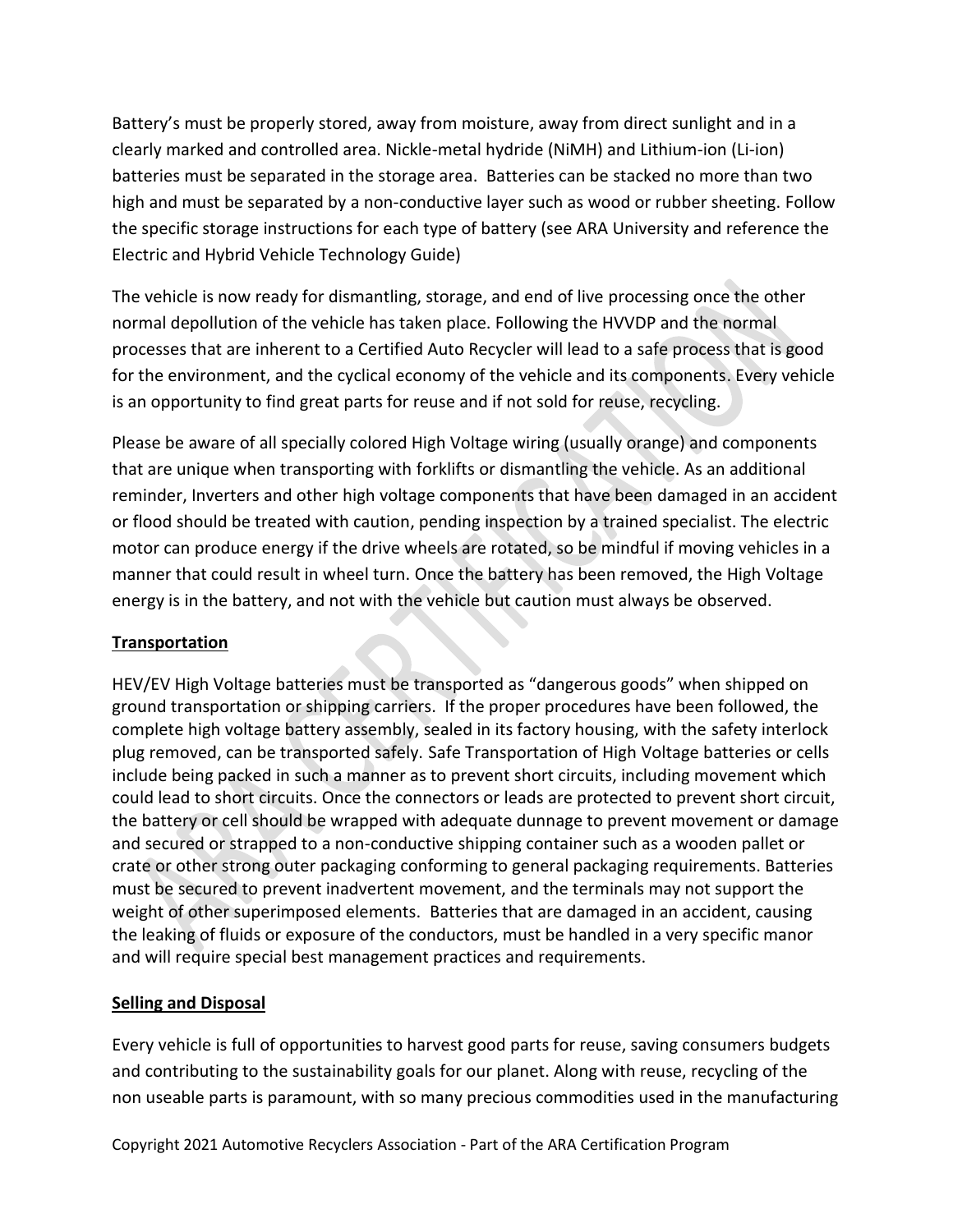Battery's must be properly stored, away from moisture, away from direct sunlight and in a clearly marked and controlled area. Nickle-metal hydride (NiMH) and Lithium-ion (Li-ion) batteries must be separated in the storage area. Batteries can be stacked no more than two high and must be separated by a non-conductive layer such as wood or rubber sheeting. Follow the specific storage instructions for each type of battery (see ARA University and reference the Electric and Hybrid Vehicle Technology Guide)

The vehicle is now ready for dismantling, storage, and end of live processing once the other normal depollution of the vehicle has taken place. Following the HVVDP and the normal processes that are inherent to a Certified Auto Recycler will lead to a safe process that is good for the environment, and the cyclical economy of the vehicle and its components. Every vehicle is an opportunity to find great parts for reuse and if not sold for reuse, recycling.

Please be aware of all specially colored High Voltage wiring (usually orange) and components that are unique when transporting with forklifts or dismantling the vehicle. As an additional reminder, Inverters and other high voltage components that have been damaged in an accident or flood should be treated with caution, pending inspection by a trained specialist. The electric motor can produce energy if the drive wheels are rotated, so be mindful if moving vehicles in a manner that could result in wheel turn. Once the battery has been removed, the High Voltage energy is in the battery, and not with the vehicle but caution must always be observed.

**Transportation**

HEV/EV High Voltage batteries must be transported as "dangerous goods" when shipped on ground transportation or shipping carriers. If the proper procedures have been followed, the complete high voltage battery assembly, sealed in its factory housing, with the safety interlock plug removed, can be transported safely. Safe Transportation of High Voltage batteries or cells include being packed in such a manner as to prevent short circuits, including movement which could lead to short circuits. Once the connectors or leads are protected to prevent short circuit, the battery or cell should be wrapped with adequate dunnage to prevent movement or damage and secured or strapped to a non-conductive shipping container such as a wooden pallet or crate or other strong outer packaging conforming to general packaging requirements. Batteries must be secured to prevent inadvertent movement, and the terminals may not support the weight of other superimposed elements. Batteries that are damaged in an accident, causing the leaking of fluids or exposure of the conductors, must be handled in a very specific manor and will require special best management practices and requirements.

**Selling and Disposal**

Every vehicle is full of opportunities to harvest good parts for reuse, saving consumers budgets and contributing to the sustainability goals for our planet. Along with reuse, recycling of the non useable parts is paramount, with so many precious commodities used in the manufacturing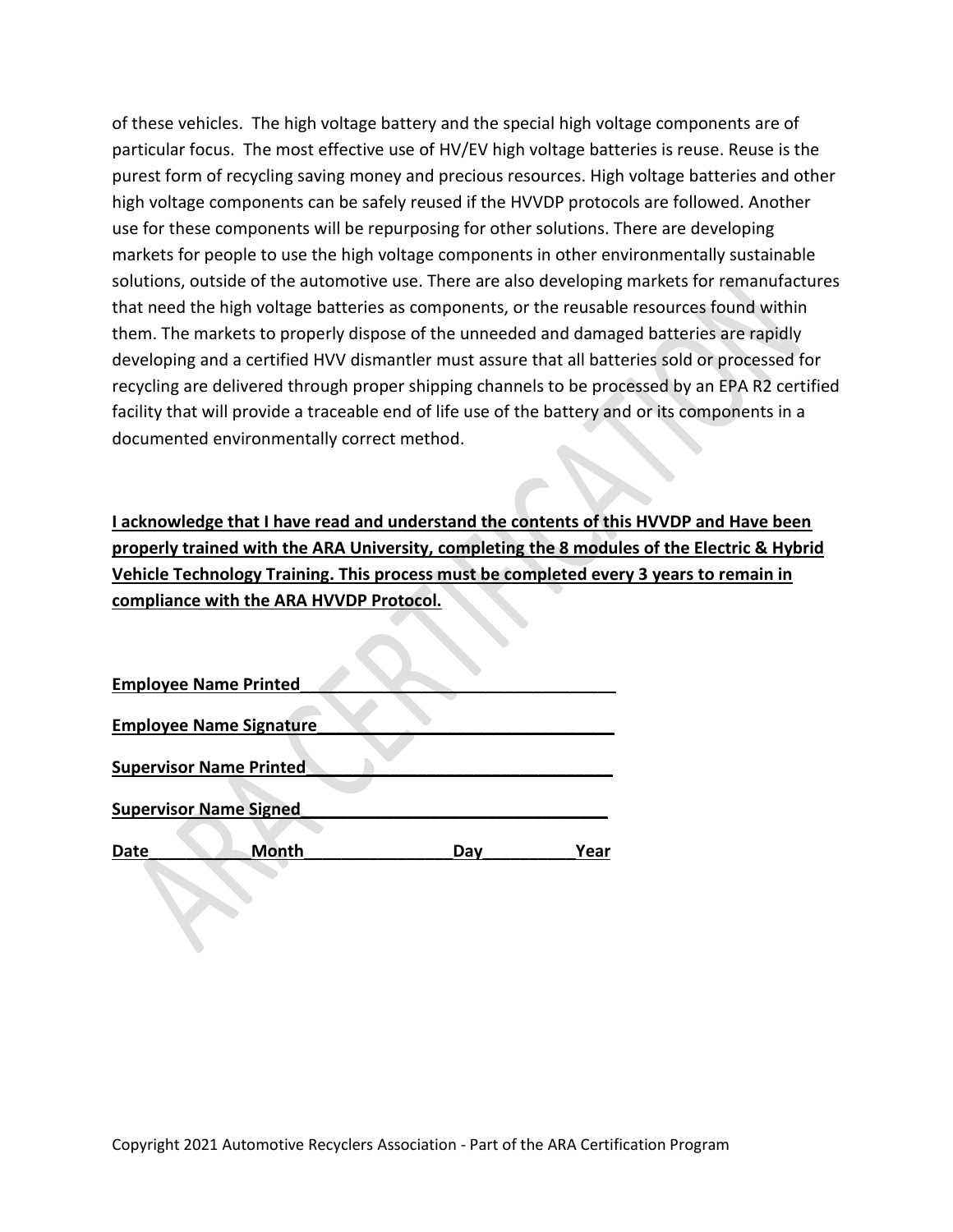of these vehicles. The high voltage battery and the special high voltage components are of particular focus. The most effective use of HV/EV high voltage batteries is reuse. Reuse is the purest form of recycling saving money and precious resources. High voltage batteries and other high voltage components can be safely reused if the HVVDP protocols are followed. Another use for these components will be repurposing for other solutions. There are developing markets for people to use the high voltage components in other environmentally sustainable solutions, outside of the automotive use. There are also developing markets for remanufactures that need the high voltage batteries as components, or the reusable resources found within them. The markets to properly dispose of the unneeded and damaged batteries are rapidly developing and a certified HVV dismantler must assure that all batteries sold or processed for recycling are delivered through proper shipping channels to be processed by an EPA R2 certified facility that will provide a traceable end of life use of the battery and or its components in a documented environmentally correct method.

**I acknowledge that I have read and understand the contents of this HVVDP and Have been properly trained with the ARA University, completing the 8 modules of the Electric & Hybrid Vehicle Technology Training. This process must be completed every 3 years to remain in compliance with the ARA HVVDP Protocol.**

**Employee Name Printed**___________________________________

**Employee Name Signature**_________________________________

**Supervisor Name Printed**_________________________________

**Supervisor Name Signed**__________________________________

**Date**____________**Month**_________________**Day**__________**Year**

Copyright 2021 Automotive Recyclers Association - Part of the ARA Certification Program